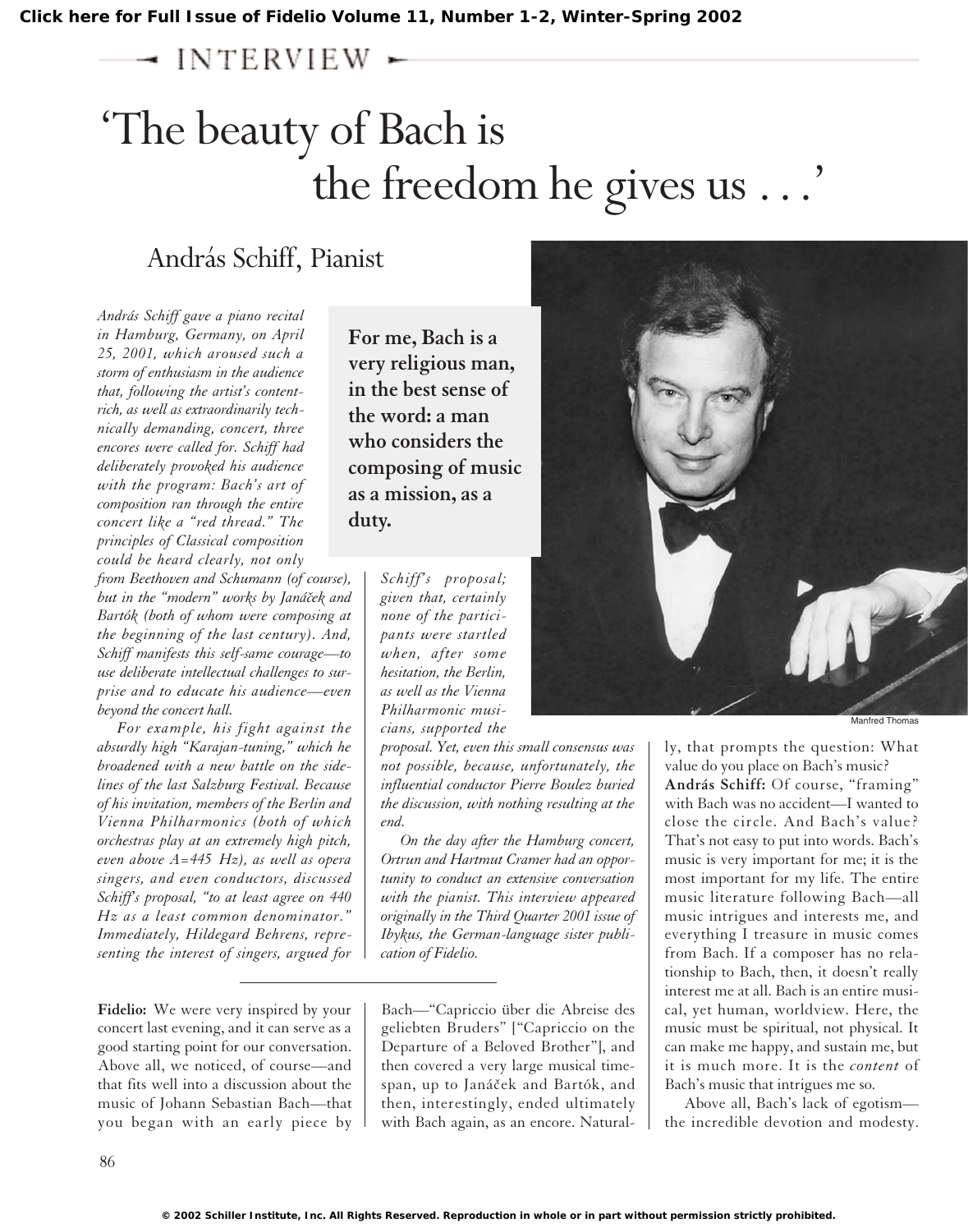INTERVIEW

# 'The beauty of Bach is the freedom he gives us . . .'

## András Schiff, Pianist

*András Schiff gave a piano recital in Hamburg, Germany, on April 25, 2001, which aroused such a storm of enthusiasm in the audience that, following the artist's content-rich, as well as extraordinarily technically demanding, concert, three encores were called for. Schiff had deliberately provoked his audience with the program: Bach's art of composition ran through the entire concert like a "red thread." The principles of Classical composition could be heard clearly, not only from Beethoven and Schumann (of course), but in the "modern" works by Janáček and Bartók (both of whom were composing at the beginning of the last century). And, Schiff manifests this self-same courage—to use deliberate intellectual challenges to surprise and to educate his audience—even beyond the concert hall.*

*For example, his fight against the absurdly high "Karajan-tuning," which he broadened with a new battle on the sidelines of the last Salzburg Festival. Because of his invitation, members of the Berlin and Vienna Philharmonics (both of which orchestras play at an extremely high pitch, even above A=445 Hz), as well as opera singers, and even conductors, discussed Schiff's proposal, "to at least agree on 440 Hz as a least common denominator." Immediately, Hildegard Behrens, representing the interest of singers, argued for Schiff's proposal; given that, certainly none of the participants were startled when, after some hesitation, the Berlin, as well as the Vienna Philharmonic musicians, supported the proposal. Yet, even this small consensus was not possible, because, unfortunately, the influential conductor Pierre Boulez buried the discussion, with nothing resulting at the end.*

*On the day after the Hamburg concert, Ortrun and Hartmut Cramer had an opportunity to conduct an extensive conversation with the pianist. This interview appeared originally in the Third Quarter 2001 issue of Ibykus, the German-language sister publication of Fidelio.*

**For me, Bach is a very religious man, in the best sense of the word: a man who considers the composing of music as a mission, as a duty.**

Manfred Thomas

---

**Fidelio:** We were very inspired by your concert last evening, and it can serve as a good starting point for our conversation. Above all, we noticed, of course—and that fits well into a discussion about the music of Johann Sebastian Bach—that you began with an early piece by Bach—"Capriccio über die Abreise des geliebten Bruders" ["Capriccio on the Departure of a Beloved Brother"], and then covered a very large musical time-span, up to Janáček and Bartók, and then, interestingly, ended ultimately with Bach again, as an encore. Naturally, that prompts the question: What value do you place on Bach's music?

**András Schiff:** Of course, "framing" with Bach was no accident—I wanted to close the circle. And Bach's value? That's not easy to put into words. Bach's music is very important for me; it is the most important for my life. The entire music literature following Bach—all music intrigues and interests me, and everything I treasure in music comes from Bach. If a composer has no relationship to Bach, then, it doesn't really interest me at all. Bach is an entire musical, yet human, worldview. Here, the music must be spiritual, not physical. It can make me happy, and sustain me, but it is much more. It is the *content* of Bach's music that intrigues me so.

Above all, Bach's lack of egotism—the incredible devotion and modesty.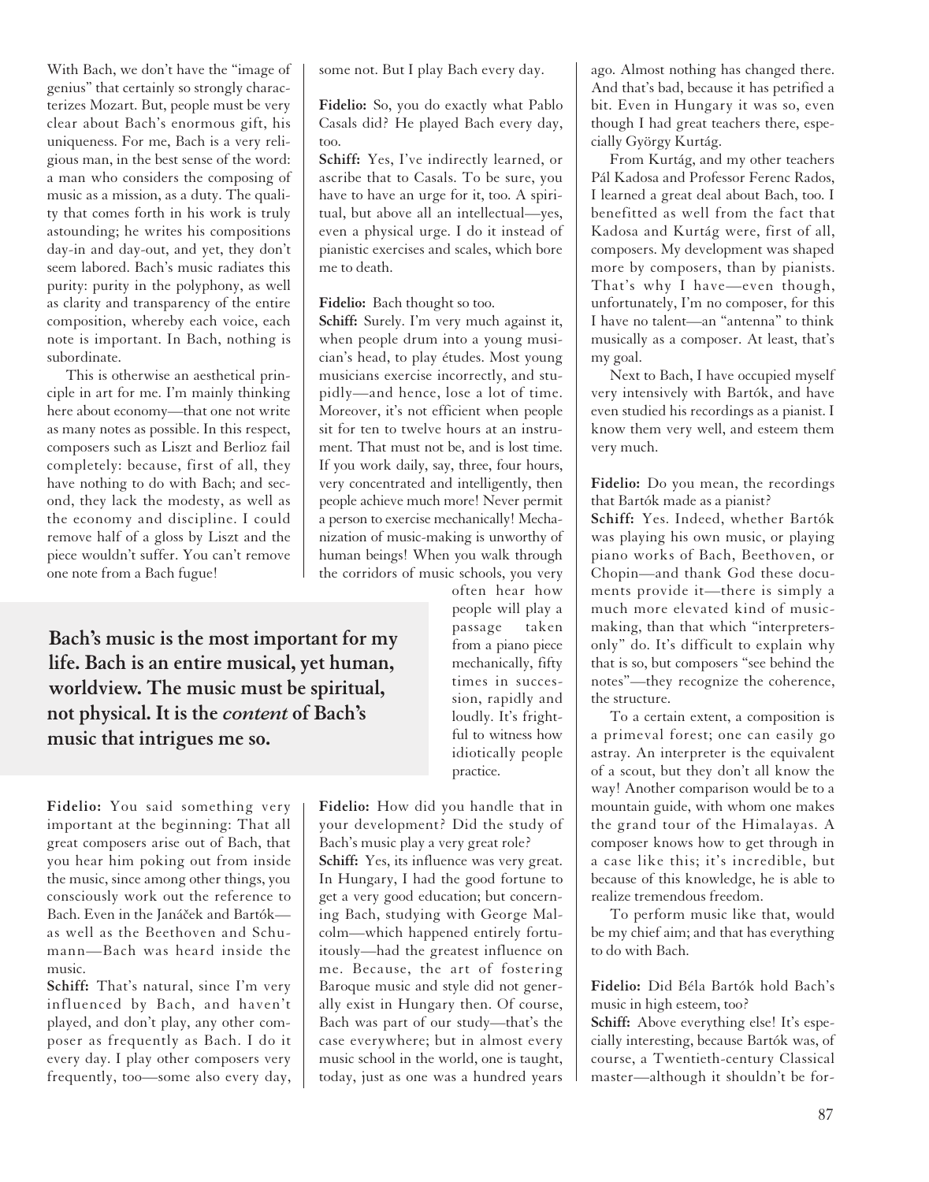With Bach, we don't have the "image of genius" that certainly so strongly characterizes Mozart. But, people must be very clear about Bach's enormous gift, his uniqueness. For me, Bach is a very religious man, in the best sense of the word: a man who considers the composing of music as a mission, as a duty. The quality that comes forth in his work is truly astounding; he writes his compositions day-in and day-out, and yet, they don't seem labored. Bach's music radiates this purity: purity in the polyphony, as well as clarity and transparency of the entire composition, whereby each voice, each note is important. In Bach, nothing is subordinate.

This is otherwise an aesthetical principle in art for me. I'm mainly thinking here about economy—that one not write as many notes as possible. In this respect, composers such as Liszt and Berlioz fail completely: because, first of all, they have nothing to do with Bach; and second, they lack the modesty, as well as the economy and discipline. I could remove half of a gloss by Liszt and the piece wouldn't suffer. You can't remove one note from a Bach fugue!

**Fidelio:** You said something very important at the beginning: That all great composers arise out of Bach, that you hear him poking out from inside the music, since among other things, you consciously work out the reference to Bach. Even in the Janáček and Bartók—as well as the Beethoven and Schumann—Bach was heard inside the music.

**Schiff:** That's natural, since I'm very influenced by Bach, and haven't played, and don't play, any other composer as frequently as Bach. I do it every day. I play other composers very frequently, too—some also every day, some not. But I play Bach every day.

**Fidelio:** So, you do exactly what Pablo Casals did? He played Bach every day, too.

**Schiff:** Yes, I've indirectly learned, or ascribe that to Casals. To be sure, you have to have an urge for it, too. A spiritual, but above all an intellectual—yes, even a physical urge. I do it instead of pianistic exercises and scales, which bore me to death.

**Fidelio:** Bach thought so too.

**Schiff:** Surely. I'm very much against it, when people drum into a young musician's head, to play études. Most young musicians exercise incorrectly, and stupidly—and hence, lose a lot of time. Moreover, it's not efficient when people sit for ten to twelve hours at an instrument. That must not be, and is lost time. If you work daily, say, three, four hours, very concentrated and intelligently, then people achieve much more! Never permit a person to exercise mechanically! Mechanization of music-making is unworthy of human beings! When you walk through the corridors of music schools, you very often hear how people will play a passage taken from a piano piece mechanically, fifty times in succession, rapidly and loudly. It's frightful to witness how idiotically people practice.

> **Bach's music is the most important for my life. Bach is an entire musical, yet human, worldview. The music must be spiritual, not physical. It is the *content* of Bach's music that intrigues me so.**

**Fidelio:** How did you handle that in your development? Did the study of Bach's music play a very great role?

**Schiff:** Yes, its influence was very great. In Hungary, I had the good fortune to get a very good education; but concerning Bach, studying with George Malcolm—which happened entirely fortuitously—had the greatest influence on me. Because, the art of fostering Baroque music and style did not generally exist in Hungary then. Of course, Bach was part of our study—that's the case everywhere; but in almost every music school in the world, one is taught, today, just as one was a hundred years ago. Almost nothing has changed there. And that's bad, because it has petrified a bit. Even in Hungary it was so, even though I had great teachers there, especially György Kurtág.

From Kurtág, and my other teachers Pál Kadosa and Professor Ferenc Rados, I learned a great deal about Bach, too. I benefitted as well from the fact that Kadosa and Kurtág were, first of all, composers. My development was shaped more by composers, than by pianists. That's why I have—even though, unfortunately, I'm no composer, for this I have no talent—an "antenna" to think musically as a composer. At least, that's my goal.

Next to Bach, I have occupied myself very intensively with Bartók, and have even studied his recordings as a pianist. I know them very well, and esteem them very much.

**Fidelio:** Do you mean, the recordings that Bartók made as a pianist?

**Schiff:** Yes. Indeed, whether Bartók was playing his own music, or playing piano works of Bach, Beethoven, or Chopin—and thank God these documents provide it—there is simply a much more elevated kind of music-making, than that which "interpreters-only" do. It's difficult to explain why that is so, but composers "see behind the notes"—they recognize the coherence, the structure.

To a certain extent, a composition is a primeval forest; one can easily go astray. An interpreter is the equivalent of a scout, but they don't all know the way! Another comparison would be to a mountain guide, with whom one makes the grand tour of the Himalayas. A composer knows how to get through in a case like this; it's incredible, but because of this knowledge, he is able to realize tremendous freedom.

To perform music like that, would be my chief aim; and that has everything to do with Bach.

**Fidelio:** Did Béla Bartók hold Bach's music in high esteem, too?

**Schiff:** Above everything else! It's especially interesting, because Bartók was, of course, a Twentieth-century Classical master—although it shouldn't be for-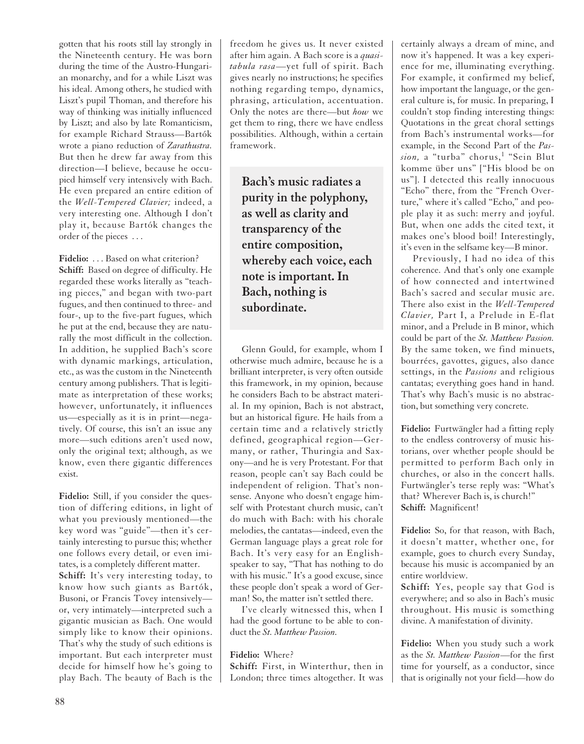gotten that his roots still lay strongly in the Nineteenth century. He was born during the time of the Austro-Hungarian monarchy, and for a while Liszt was his ideal. Among others, he studied with Liszt's pupil Thoman, and therefore his way of thinking was initially influenced by Liszt; and also by late Romanticism, for example Richard Strauss—Bartók wrote a piano reduction of *Zarathustra.* But then he drew far away from this direction—I believe, because he occupied himself very intensively with Bach. He even prepared an entire edition of the *Well-Tempered Clavier;* indeed, a very interesting one. Although I don't play it, because Bartók changes the order of the pieces . . .

**Fidelio:** . . . Based on what criterion?

**Schiff:** Based on degree of difficulty. He regarded these works literally as "teaching pieces," and began with two-part fugues, and then continued to three- and four-, up to the five-part fugues, which he put at the end, because they are naturally the most difficult in the collection. In addition, he supplied Bach's score with dynamic markings, articulation, etc., as was the custom in the Nineteenth century among publishers. That is legitimate as interpretation of these works; however, unfortunately, it influences us—especially as it is in print—negatively. Of course, this isn't an issue any more—such editions aren't used now, only the original text; although, as we know, even there gigantic differences exist.

**Fidelio:** Still, if you consider the question of differing editions, in light of what you previously mentioned—the key word was "guide"—then it's certainly interesting to pursue this; whether one follows every detail, or even imitates, is a completely different matter.

**Schiff:** It's very interesting today, to know how such giants as Bartók, Busoni, or Francis Tovey intensively—or, very intimately—interpreted such a gigantic musician as Bach. One would simply like to know their opinions. That's why the study of such editions is important. But each interpreter must decide for himself how he's going to play Bach. The beauty of Bach is the freedom he gives us. It never existed after him again. A Bach score is a *quasi-tabula rasa*—yet full of spirit. Bach gives nearly no instructions; he specifies nothing regarding tempo, dynamics, phrasing, articulation, accentuation. Only the notes are there—but *how* we get them to ring, there we have endless possibilities. Although, within a certain framework.

> **Bach's music radiates a purity in the polyphony, as well as clarity and transparency of the entire composition, whereby each voice, each note is important. In Bach, nothing is subordinate.**

Glenn Gould, for example, whom I otherwise much admire, because he is a brilliant interpreter, is very often outside this framework, in my opinion, because he considers Bach to be abstract material. In my opinion, Bach is not abstract, but an historical figure. He hails from a certain time and a relatively strictly defined, geographical region—Germany, or rather, Thuringia and Saxony—and he is very Protestant. For that reason, people can't say Bach could be independent of religion. That's nonsense. Anyone who doesn't engage himself with Protestant church music, can't do much with Bach: with his chorale melodies, the cantatas—indeed, even the German language plays a great role for Bach. It's very easy for an English-speaker to say, "That has nothing to do with his music." It's a good excuse, since these people don't speak a word of German! So, the matter isn't settled there.

I've clearly witnessed this, when I had the good fortune to be able to conduct the *St. Matthew Passion.*

**Fidelio:** Where?

**Schiff:** First, in Winterthur, then in London; three times altogether. It was certainly always a dream of mine, and now it's happened. It was a key experience for me, illuminating everything. For example, it confirmed my belief, how important the language, or the general culture is, for music. In preparing, I couldn't stop finding interesting things: Quotations in the great choral settings from Bach's instrumental works—for example, in the Second Part of the *Passion,* a "turba" chorus,[1] "Sein Blut komme über uns" ["His blood be on us"]. I detected this really innocuous "Echo" there, from the "French Overture," where it's called "Echo," and people play it as such: merry and joyful. But, when one adds the cited text, it makes one's blood boil! Interestingly, it's even in the selfsame key—B minor.

Previously, I had no idea of this coherence. And that's only one example of how connected and intertwined Bach's sacred and secular music are. There also exist in the *Well-Tempered Clavier,* Part I, a Prelude in E-flat minor, and a Prelude in B minor, which could be part of the *St. Matthew Passion.* By the same token, we find minuets, bourrées, gavottes, gigues, also dance settings, in the *Passions* and religious cantatas; everything goes hand in hand. That's why Bach's music is no abstraction, but something very concrete.

**Fidelio:** Furtwängler had a fitting reply to the endless controversy of music historians, over whether people should be permitted to perform Bach only in churches, or also in the concert halls. Furtwängler's terse reply was: "What's that? Wherever Bach is, is church!"

**Schiff:** Magnificent!

**Fidelio:** So, for that reason, with Bach, it doesn't matter, whether one, for example, goes to church every Sunday, because his music is accompanied by an entire worldview.

**Schiff:** Yes, people say that God is everywhere; and so also in Bach's music throughout. His music is something divine. A manifestation of divinity.

**Fidelio:** When you study such a work as the *St. Matthew Passion*—for the first time for yourself, as a conductor, since that is originally not your field—how do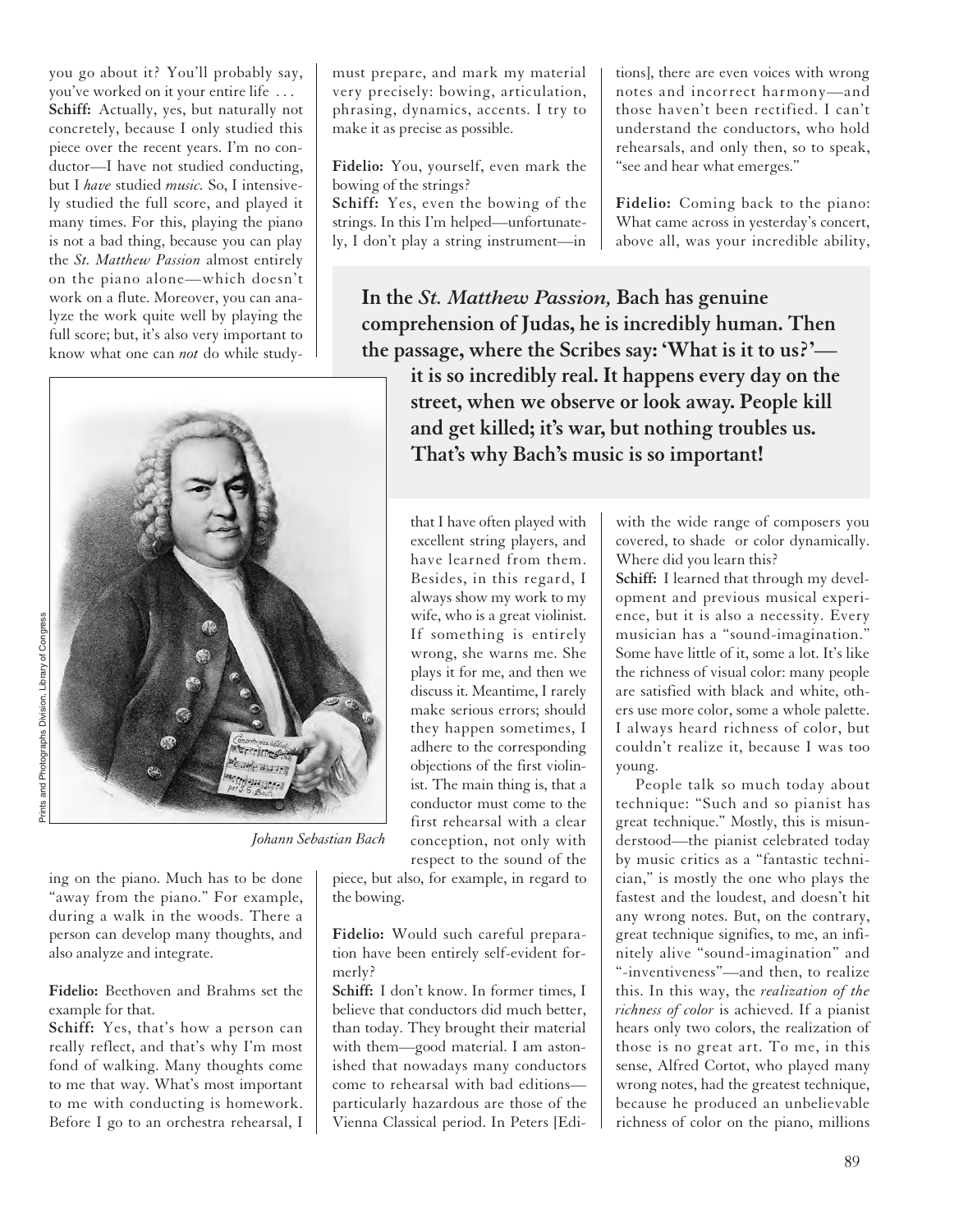you go about it? You'll probably say, you've worked on it your entire life . . .

**Schiff:** Actually, yes, but naturally not concretely, because I only studied this piece over the recent years. I'm no conductor—I have not studied conducting, but I *have* studied *music*. So, I intensively studied the full score, and played it many times. For this, playing the piano is not a bad thing, because you can play the *St. Matthew Passion* almost entirely on the piano alone—which doesn't work on a flute. Moreover, you can analyze the work quite well by playing the full score; but, it's also very important to know what one can *not* do while studying on the piano. Much has to be done "away from the piano." For example, during a walk in the woods. There a person can develop many thoughts, and also analyze and integrate.

**Fidelio:** Beethoven and Brahms set the example for that.

**Schiff:** Yes, that's how a person can really reflect, and that's why I'm most fond of walking. Many thoughts come to me that way. What's most important to me with conducting is homework. Before I go to an orchestra rehearsal, I must prepare, and mark my material very precisely: bowing, articulation, phrasing, dynamics, accents. I try to make it as precise as possible.

**Fidelio:** You, yourself, even mark the bowing of the strings?

**Schiff:** Yes, even the bowing of the strings. In this I'm helped—unfortunately, I don't play a string instrument—in that I have often played with excellent string players, and have learned from them. Besides, in this regard, I always show my work to my wife, who is a great violinist. If something is entirely wrong, she warns me. She plays it for me, and then we discuss it. Meantime, I rarely make serious errors; should they happen sometimes, I adhere to the corresponding objections of the first violinist. The main thing is, that a conductor must come to the first rehearsal with a clear conception, not only with respect to the sound of the piece, but also, for example, in regard to the bowing.

**Fidelio:** Would such careful preparation have been entirely self-evident formerly?

**Schiff:** I don't know. In former times, I believe that conductors did much better, than today. They brought their material with them—good material. I am astonished that nowadays many conductors come to rehearsal with bad editions—particularly hazardous are those of the Vienna Classical period. In Peters [Editions], there are even voices with wrong notes and incorrect harmony—and those haven't been rectified. I can't understand the conductors, who hold rehearsals, and only then, so to speak, "see and hear what emerges."

**In the *St. Matthew Passion,* Bach has genuine comprehension of Judas, he is incredibly human. Then the passage, where the Scribes say: 'What is it to us?'—it is so incredibly real. It happens every day on the street, when we observe or look away. People kill and get killed; it's war, but nothing troubles us. That's why Bach's music is so important!**

*Johann Sebastian Bach*

Prints and Photographs Division, Library of Congress

**Fidelio:** Coming back to the piano: What came across in yesterday's concert, above all, was your incredible ability, with the wide range of composers you covered, to shade or color dynamically. Where did you learn this?

**Schiff:** I learned that through my development and previous musical experience, but it is also a necessity. Every musician has a "sound-imagination." Some have little of it, some a lot. It's like the richness of visual color: many people are satisfied with black and white, others use more color, some a whole palette. I always heard richness of color, but couldn't realize it, because I was too young.

People talk so much today about technique: "Such and so pianist has great technique." Mostly, this is misunderstood—the pianist celebrated today by music critics as a "fantastic technician," is mostly the one who plays the fastest and the loudest, and doesn't hit any wrong notes. But, on the contrary, great technique signifies, to me, an infinitely alive "sound-imagination" and "-inventiveness"—and then, to realize this. In this way, the *realization of the richness of color* is achieved. If a pianist hears only two colors, the realization of those is no great art. To me, in this sense, Alfred Cortot, who played many wrong notes, had the greatest technique, because he produced an unbelievable richness of color on the piano, millions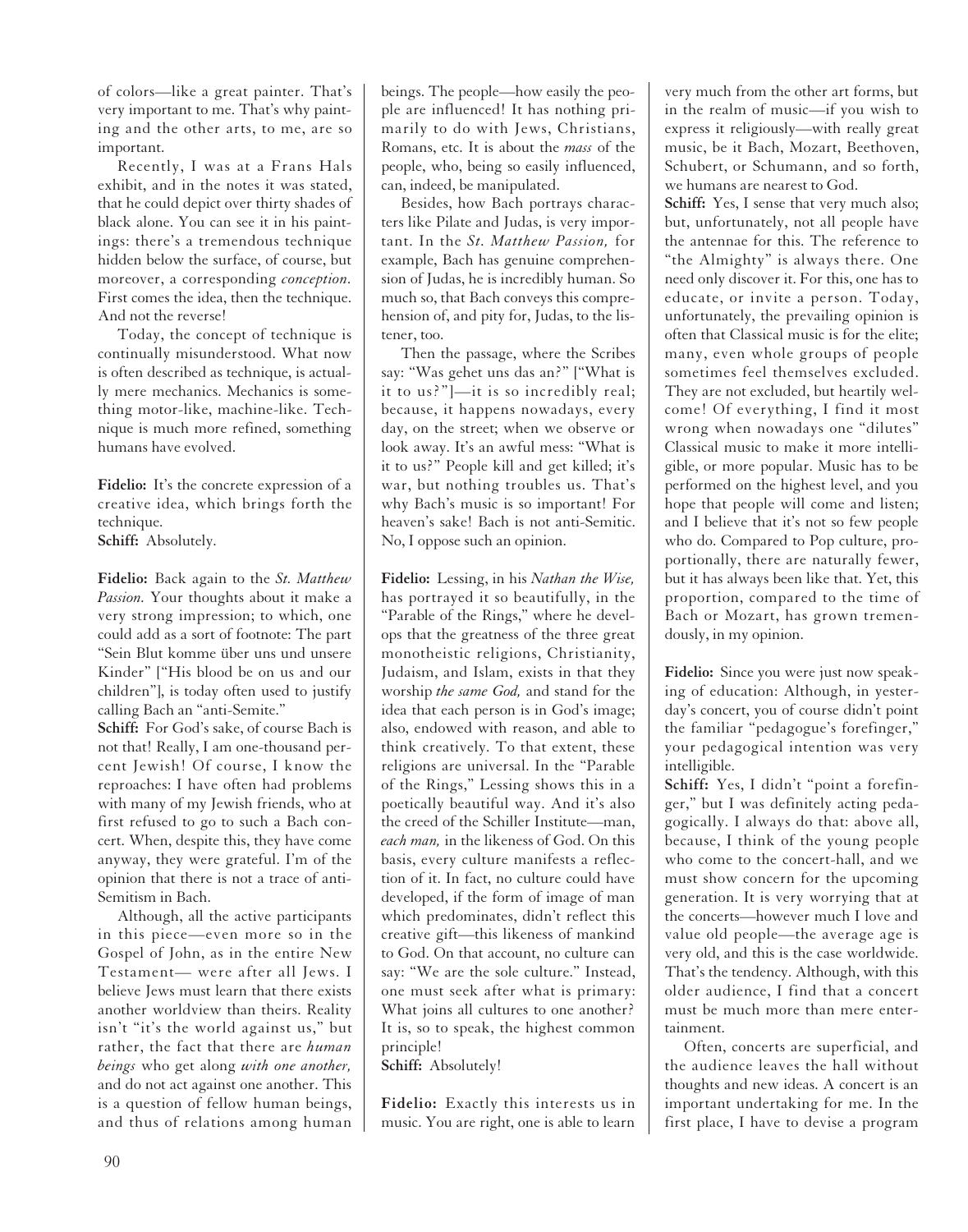of colors—like a great painter. That's very important to me. That's why painting and the other arts, to me, are so important.

Recently, I was at a Frans Hals exhibit, and in the notes it was stated, that he could depict over thirty shades of black alone. You can see it in his paintings: there's a tremendous technique hidden below the surface, of course, but moreover, a corresponding *conception.* First comes the idea, then the technique. And not the reverse!

Today, the concept of technique is continually misunderstood. What now is often described as technique, is actually mere mechanics. Mechanics is something motor-like, machine-like. Technique is much more refined, something humans have evolved.

**Fidelio:** It's the concrete expression of a creative idea, which brings forth the technique.
**Schiff:** Absolutely.

**Fidelio:** Back again to the *St. Matthew Passion.* Your thoughts about it make a very strong impression; to which, one could add as a sort of footnote: The part "Sein Blut komme über uns und unsere Kinder" ["His blood be on us and our children"], is today often used to justify calling Bach an "anti-Semite."
**Schiff:** For God's sake, of course Bach is not that! Really, I am one-thousand percent Jewish! Of course, I know the reproaches: I have often had problems with many of my Jewish friends, who at first refused to go to such a Bach concert. When, despite this, they have come anyway, they were grateful. I'm of the opinion that there is not a trace of anti-Semitism in Bach.

Although, all the active participants in this piece—even more so in the Gospel of John, as in the entire New Testament— were after all Jews. I believe Jews must learn that there exists another worldview than theirs. Reality isn't "it's the world against us," but rather, the fact that there are *human beings* who get along *with one another,* and do not act against one another. This is a question of fellow human beings, and thus of relations among human beings. The people—how easily the people are influenced! It has nothing primarily to do with Jews, Christians, Romans, etc. It is about the *mass* of the people, who, being so easily influenced, can, indeed, be manipulated.

Besides, how Bach portrays characters like Pilate and Judas, is very important. In the *St. Matthew Passion,* for example, Bach has genuine comprehension of Judas, he is incredibly human. So much so, that Bach conveys this comprehension of, and pity for, Judas, to the listener, too.

Then the passage, where the Scribes say: "Was gehet uns das an?" ["What is it to us?"]—it is so incredibly real; because, it happens nowadays, every day, on the street; when we observe or look away. It's an awful mess: "What is it to us?" People kill and get killed; it's war, but nothing troubles us. That's why Bach's music is so important! For heaven's sake! Bach is not anti-Semitic. No, I oppose such an opinion.

**Fidelio:** Lessing, in his *Nathan the Wise,* has portrayed it so beautifully, in the "Parable of the Rings," where he develops that the greatness of the three great monotheistic religions, Christianity, Judaism, and Islam, exists in that they worship *the same God,* and stand for the idea that each person is in God's image; also, endowed with reason, and able to think creatively. To that extent, these religions are universal. In the "Parable of the Rings," Lessing shows this in a poetically beautiful way. And it's also the creed of the Schiller Institute—man, *each man,* in the likeness of God. On this basis, every culture manifests a reflection of it. In fact, no culture could have developed, if the form of image of man which predominates, didn't reflect this creative gift—this likeness of mankind to God. On that account, no culture can say: "We are the sole culture." Instead, one must seek after what is primary: What joins all cultures to one another? It is, so to speak, the highest common principle!
**Schiff:** Absolutely!

**Fidelio:** Exactly this interests us in music. You are right, one is able to learn very much from the other art forms, but in the realm of music—if you wish to express it religiously—with really great music, be it Bach, Mozart, Beethoven, Schubert, or Schumann, and so forth, we humans are nearest to God.
**Schiff:** Yes, I sense that very much also; but, unfortunately, not all people have the antennae for this. The reference to "the Almighty" is always there. One need only discover it. For this, one has to educate, or invite a person. Today, unfortunately, the prevailing opinion is often that Classical music is for the elite; many, even whole groups of people sometimes feel themselves excluded. They are not excluded, but heartily welcome! Of everything, I find it most wrong when nowadays one "dilutes" Classical music to make it more intelligible, or more popular. Music has to be performed on the highest level, and you hope that people will come and listen; and I believe that it's not so few people who do. Compared to Pop culture, proportionally, there are naturally fewer, but it has always been like that. Yet, this proportion, compared to the time of Bach or Mozart, has grown tremendously, in my opinion.

**Fidelio:** Since you were just now speaking of education: Although, in yesterday's concert, you of course didn't point the familiar "pedagogue's forefinger," your pedagogical intention was very intelligible.
**Schiff:** Yes, I didn't "point a forefinger," but I was definitely acting pedagogically. I always do that: above all, because, I think of the young people who come to the concert-hall, and we must show concern for the upcoming generation. It is very worrying that at the concerts—however much I love and value old people—the average age is very old, and this is the case worldwide. That's the tendency. Although, with this older audience, I find that a concert must be much more than mere entertainment.

Often, concerts are superficial, and the audience leaves the hall without thoughts and new ideas. A concert is an important undertaking for me. In the first place, I have to devise a program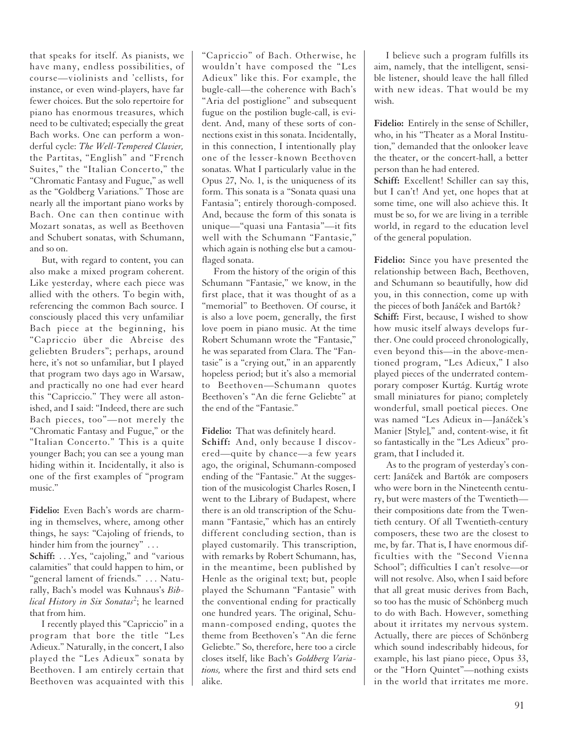that speaks for itself. As pianists, we have many, endless possibilities, of course—violinists and 'cellists, for instance, or even wind-players, have far fewer choices. But the solo repertoire for piano has enormous treasures, which need to be cultivated; especially the great Bach works. One can perform a wonderful cycle: *The Well-Tempered Clavier,* the Partitas, "English" and "French Suites," the "Italian Concerto," the "Chromatic Fantasy and Fugue," as well as the "Goldberg Variations." Those are nearly all the important piano works by Bach. One can then continue with Mozart sonatas, as well as Beethoven and Schubert sonatas, with Schumann, and so on.

But, with regard to content, you can also make a mixed program coherent. Like yesterday, where each piece was allied with the others. To begin with, referencing the common Bach source. I consciously placed this very unfamiliar Bach piece at the beginning, his "Capriccio über die Abreise des geliebten Bruders"; perhaps, around here, it's not so unfamiliar, but I played that program two days ago in Warsaw, and practically no one had ever heard this "Capriccio." They were all astonished, and I said: "Indeed, there are such Bach pieces, too"—not merely the "Chromatic Fantasy and Fugue," or the "Italian Concerto." This is a quite younger Bach; you can see a young man hiding within it. Incidentally, it also is one of the first examples of "program music."

**Fidelio:** Even Bach's words are charming in themselves, where, among other things, he says: "Cajoling of friends, to hinder him from the journey" . . .

**Schiff:** . . .Yes, "cajoling," and "various calamities" that could happen to him, or "general lament of friends." . . . Naturally, Bach's model was Kuhnaus's *Biblical History in Six Sonatas*[2]; he learned that from him.

I recently played this "Capriccio" in a program that bore the title "Les Adieux." Naturally, in the concert, I also played the "Les Adieux" sonata by Beethoven. I am entirely certain that Beethoven was acquainted with this "Capriccio" of Bach. Otherwise, he wouldn't have composed the "Les Adieux" like this. For example, the bugle-call—the coherence with Bach's "Aria del postiglione" and subsequent fugue on the postilion bugle-call, is evident. And, many of these sorts of connections exist in this sonata. Incidentally, in this connection, I intentionally play one of the lesser-known Beethoven sonatas. What I particularly value in the Opus 27, No. 1, is the uniqueness of its form. This sonata is a "Sonata quasi una Fantasia"; entirely thorough-composed. And, because the form of this sonata is unique—"quasi una Fantasia"—it fits well with the Schumann "Fantasie," which again is nothing else but a camouflaged sonata.

From the history of the origin of this Schumann "Fantasie," we know, in the first place, that it was thought of as a "memorial" to Beethoven. Of course, it is also a love poem, generally, the first love poem in piano music. At the time Robert Schumann wrote the "Fantasie," he was separated from Clara. The "Fantasie" is a "crying out," in an apparently hopeless period; but it's also a memorial to Beethoven—Schumann quotes Beethoven's "An die ferne Geliebte" at the end of the "Fantasie."

**Fidelio:** That was definitely heard.

**Schiff:** And, only because I discovered—quite by chance—a few years ago, the original, Schumann-composed ending of the "Fantasie." At the suggestion of the musicologist Charles Rosen, I went to the Library of Budapest, where there is an old transcription of the Schumann "Fantasie," which has an entirely different concluding section, than is played customarily. This transcription, with remarks by Robert Schumann, has, in the meantime, been published by Henle as the original text; but, people played the Schumann "Fantasie" with the conventional ending for practically one hundred years. The original, Schumann-composed ending, quotes the theme from Beethoven's "An die ferne Geliebte." So, therefore, here too a circle closes itself, like Bach's *Goldberg Variations,* where the first and third sets end alike.

I believe such a program fulfills its aim, namely, that the intelligent, sensible listener, should leave the hall filled with new ideas. That would be my wish.

**Fidelio:** Entirely in the sense of Schiller, who, in his "Theater as a Moral Institution," demanded that the onlooker leave the theater, or the concert-hall, a better person than he had entered.

**Schiff:** Excellent! Schiller can say this, but I can't! And yet, one hopes that at some time, one will also achieve this. It must be so, for we are living in a terrible world, in regard to the education level of the general population.

**Fidelio:** Since you have presented the relationship between Bach, Beethoven, and Schumann so beautifully, how did you, in this connection, come up with the pieces of both Janáček and Bartók?

**Schiff:** First, because, I wished to show how music itself always develops further. One could proceed chronologically, even beyond this—in the above-mentioned program, "Les Adieux," I also played pieces of the underrated contemporary composer Kurtág. Kurtág wrote small miniatures for piano; completely wonderful, small poetical pieces. One was named "Les Adieux in—Janáček's Manier [Style]," and, content-wise, it fit so fantastically in the "Les Adieux" program, that I included it.

As to the program of yesterday's concert: Janáček and Bartók are composers who were born in the Nineteenth century, but were masters of the Twentieth—their compositions date from the Twentieth century. Of all Twentieth-century composers, these two are the closest to me, by far. That is, I have enormous difficulties with the "Second Vienna School"; difficulties I can't resolve—or will not resolve. Also, when I said before that all great music derives from Bach, so too has the music of Schönberg much to do with Bach. However, something about it irritates my nervous system. Actually, there are pieces of Schönberg which sound indescribably hideous, for example, his last piano piece, Opus 33, or the "Horn Quintet"—nothing exists in the world that irritates me more.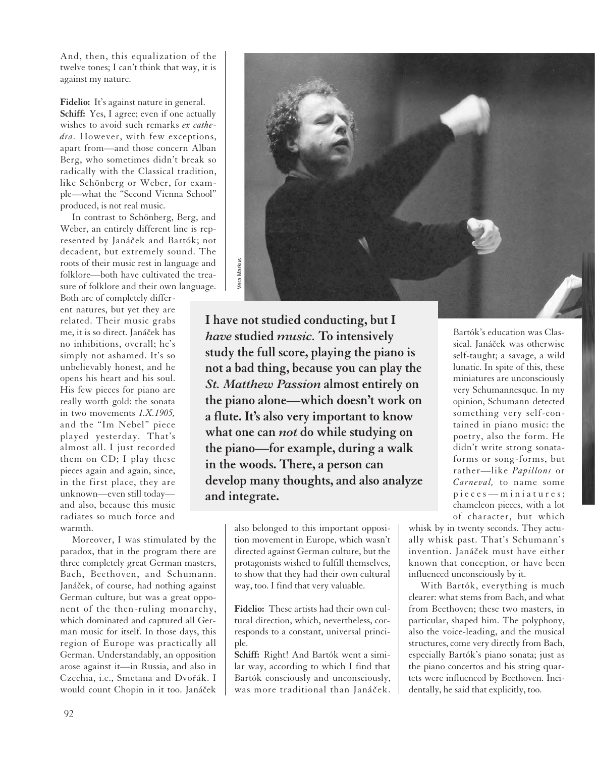And, then, this equalization of the twelve tones; I can't think that way, it is against my nature.

**Fidelio:** It's against nature in general.

**Schiff:** Yes, I agree; even if one actually wishes to avoid such remarks *ex cathedra*. However, with few exceptions, apart from—and those concern Alban Berg, who sometimes didn't break so radically with the Classical tradition, like Schönberg or Weber, for example—what the "Second Vienna School" produced, is not real music.

In contrast to Schönberg, Berg, and Weber, an entirely different line is represented by Janáček and Bartók; not decadent, but extremely sound. The roots of their music rest in language and folklore—both have cultivated the treasure of folklore and their own language. Both are of completely different natures, but yet they are related. Their music grabs me, it is so direct. Janáček has no inhibitions, overall; he's simply not ashamed. It's so unbelievably honest, and he opens his heart and his soul. His few pieces for piano are really worth gold: the sonata in two movements *1.X.1905,* and the "Im Nebel" piece played yesterday. That's almost all. I just recorded them on CD; I play these pieces again and again, since, in the first place, they are unknown—even still today—and also, because this music radiates so much force and warmth.

Moreover, I was stimulated by the paradox, that in the program there are three completely great German masters, Bach, Beethoven, and Schumann. Janáček, of course, had nothing against German culture, but was a great opponent of the then-ruling monarchy, which dominated and captured all German music for itself. In those days, this region of Europe was practically all German. Understandably, an opposition arose against it—in Russia, and also in Czechia, i.e., Smetana and Dvořák. I would count Chopin in it too. Janáček also belonged to this important opposition movement in Europe, which wasn't directed against German culture, but the protagonists wished to fulfill themselves, to show that they had their own cultural way, too. I find that very valuable.

**Fidelio:** These artists had their own cultural direction, which, nevertheless, corresponds to a constant, universal principle.

**Schiff:** Right! And Bartók went a similar way, according to which I find that Bartók consciously and unconsciously, was more traditional than Janáček. Bartók's education was Classical. Janáček was otherwise self-taught; a savage, a wild lunatic. In spite of this, these miniatures are unconsciously very Schumannesque. In my opinion, Schumann detected something very self-contained in piano music: the poetry, also the form. He didn't write strong sonata-forms or song-forms, but rather—like *Papillons* or *Carneval,* to name some pieces—miniatures; chameleon pieces, with a lot of character, but which whisk by in twenty seconds. They actually whisk past. That's Schumann's invention. Janáček must have either known that conception, or have been influenced unconsciously by it.

With Bartók, everything is much clearer: what stems from Bach, and what from Beethoven; these two masters, in particular, shaped him. The polyphony, also the voice-leading, and the musical structures, come very directly from Bach, especially Bartók's piano sonata; just as the piano concertos and his string quartets were influenced by Beethoven. Incidentally, he said that explicitly, too.

Vera Markus

**I have not studied conducting, but I *have* studied *music.* To intensively study the full score, playing the piano is not a bad thing, because you can play the *St. Matthew Passion* almost entirely on the piano alone—which doesn't work on a flute. It's also very important to know what one can *not* do while studying on the piano—for example, during a walk in the woods. There, a person can develop many thoughts, and also analyze and integrate.**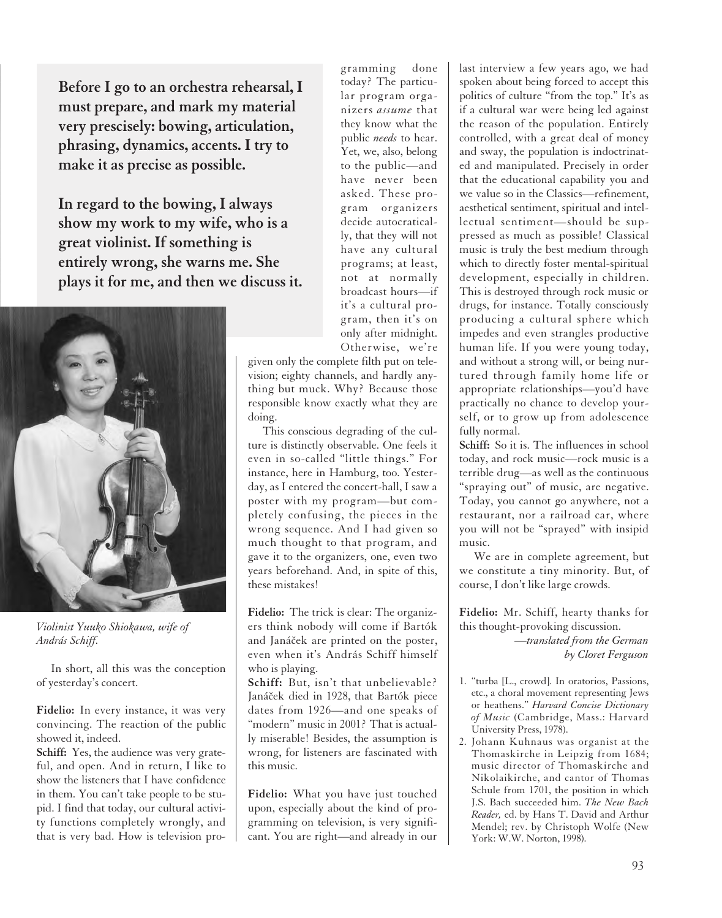**Before I go to an orchestra rehearsal, I must prepare, and mark my material very prescisely: bowing, articulation, phrasing, dynamics, accents. I try to make it as precise as possible.**

**In regard to the bowing, I always show my work to my wife, who is a great violinist. If something is entirely wrong, she warns me. She plays it for me, and then we discuss it.**

*Violinist Yuuko Shiokawa, wife of András Schiff.*

In short, all this was the conception of yesterday's concert.

**Fidelio:** In every instance, it was very convincing. The reaction of the public showed it, indeed.

**Schiff:** Yes, the audience was very grateful, and open. And in return, I like to show the listeners that I have confidence in them. You can't take people to be stupid. I find that today, our cultural activity functions completely wrongly, and that is very bad. How is television programming done today? The particular program organizers *assume* that they know what the public *needs* to hear. Yet, we, also, belong to the public—and have never been asked. These program organizers decide autocratically, that they will not have any cultural programs; at least, not at normally broadcast hours—if it's a cultural program, then it's on only after midnight. Otherwise, we're given only the complete filth put on television; eighty channels, and hardly anything but muck. Why? Because those responsible know exactly what they are doing.

This conscious degrading of the culture is distinctly observable. One feels it even in so-called "little things." For instance, here in Hamburg, too. Yesterday, as I entered the concert-hall, I saw a poster with my program—but completely confusing, the pieces in the wrong sequence. And I had given so much thought to that program, and gave it to the organizers, one, even two years beforehand. And, in spite of this, these mistakes!

**Fidelio:** The trick is clear: The organizers think nobody will come if Bartók and Janáček are printed on the poster, even when it's András Schiff himself who is playing.

**Schiff:** But, isn't that unbelievable? Janáček died in 1928, that Bartók piece dates from 1926—and one speaks of "modern" music in 2001? That is actually miserable! Besides, the assumption is wrong, for listeners are fascinated with this music.

**Fidelio:** What you have just touched upon, especially about the kind of programming on television, is very significant. You are right—and already in our last interview a few years ago, we had spoken about being forced to accept this politics of culture "from the top." It's as if a cultural war were being led against the reason of the population. Entirely controlled, with a great deal of money and sway, the population is indoctrinated and manipulated. Precisely in order that the educational capability you and we value so in the Classics—refinement, aesthetical sentiment, spiritual and intellectual sentiment—should be suppressed as much as possible! Classical music is truly the best medium through which to directly foster mental-spiritual development, especially in children. This is destroyed through rock music or drugs, for instance. Totally consciously producing a cultural sphere which impedes and even strangles productive human life. If you were young today, and without a strong will, or being nurtured through family home life or appropriate relationships—you'd have practically no chance to develop yourself, or to grow up from adolescence fully normal.

**Schiff:** So it is. The influences in school today, and rock music—rock music is a terrible drug—as well as the continuous "spraying out" of music, are negative. Today, you cannot go anywhere, not a restaurant, nor a railroad car, where you will not be "sprayed" with insipid music.

We are in complete agreement, but we constitute a tiny minority. But, of course, I don't like large crowds.

**Fidelio:** Mr. Schiff, hearty thanks for this thought-provoking discussion.

*—translated from the German by Cloret Ferguson*

1. "turba [L., crowd]. In oratorios, Passions, etc., a choral movement representing Jews or heathens." *Harvard Concise Dictionary of Music* (Cambridge, Mass.: Harvard University Press, 1978).
2. Johann Kuhnaus was organist at the Thomaskirche in Leipzig from 1684; music director of Thomaskirche and Nikolaikirche, and cantor of Thomas Schule from 1701, the position in which J.S. Bach succeeded him. *The New Bach Reader,* ed. by Hans T. David and Arthur Mendel; rev. by Christoph Wolfe (New York: W.W. Norton, 1998).